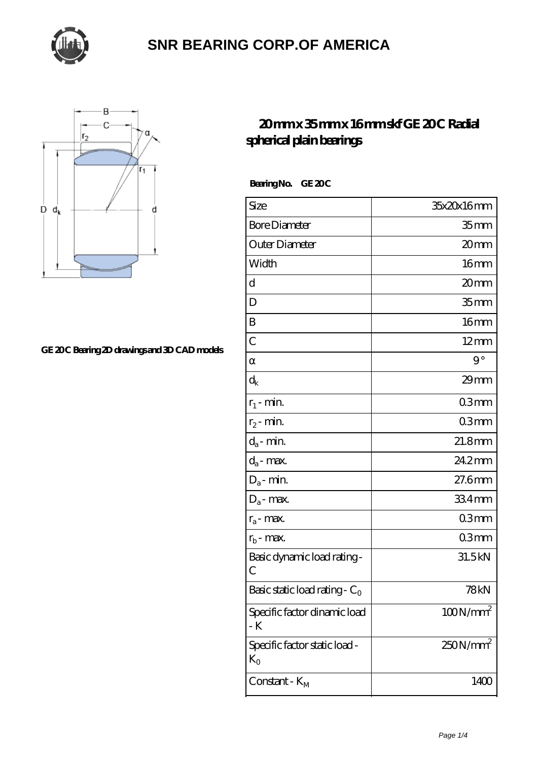# SNR BEARING CORP.OF AMERICA

GE 20C Bearing 2D drawings and 3D CAD models

## 20 mm x 35 mm x 16 mm skf GE 20 C Radial spherical plain bearings

**Bearing No. GE 20 C**

| Size | 35x20x16 mm |
|---|---|
| Bore Diameter | 35 mm |
| Outer Diameter | 20 mm |
| Width | 16 mm |
| d | 20 mm |
| D | 35 mm |
| B | 16 mm |
| C | 12 mm |
| α | 9 ° |
| $d_k$ | 29 mm |
| $r_1$ - min. | 0.3 mm |
| $r_2$ - min. | 0.3 mm |
| $d_a$ - min. | 21.8 mm |
| $d_a$ - max. | 24.2 mm |
| $D_a$ - min. | 27.6 mm |
| $D_a$ - max. | 33.4 mm |
| $r_a$ - max. | 0.3 mm |
| $r_b$ - max. | 0.3 mm |
| Basic dynamic load rating - C | 31.5 kN |
| Basic static load rating - $C_0$ | 78 kN |
| Specific factor dinamic load - K | 100 N/mm$^2$ |
| Specific factor static load - $K_0$ | 250 N/mm$^2$ |
| Constant - $K_M$ | 1400 |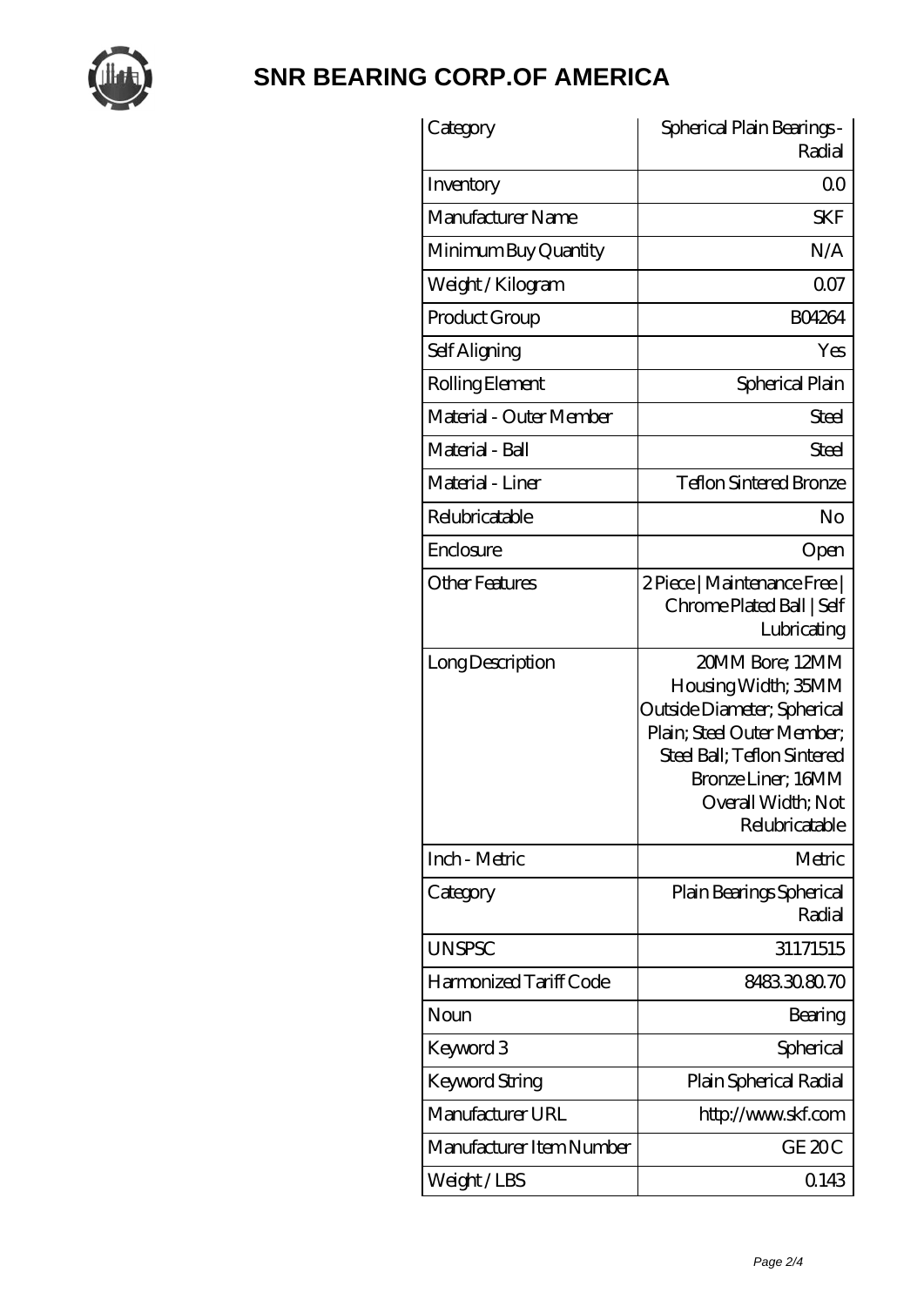# SNR BEARING CORP.OF AMERICA

| Category | Spherical Plain Bearings - Radial |
|---|---|
| Inventory | 0.0 |
| Manufacturer Name | SKF |
| Minimum Buy Quantity | N/A |
| Weight / Kilogram | 0.07 |
| Product Group | B04264 |
| Self Aligning | Yes |
| Rolling Element | Spherical Plain |
| Material - Outer Member | Steel |
| Material - Ball | Steel |
| Material - Liner | Teflon Sintered Bronze |
| Relubricatable | No |
| Enclosure | Open |
| Other Features | 2 Piece \| Maintenance Free \| Chrome Plated Ball \| Self Lubricating |
| Long Description | 20MM Bore; 12MM Housing Width; 35MM Outside Diameter; Spherical Plain; Steel Outer Member; Steel Ball; Teflon Sintered Bronze Liner; 16MM Overall Width; Not Relubricatable |
| Inch - Metric | Metric |
| Category | Plain Bearings Spherical Radial |
| UNSPSC | 31171515 |
| Harmonized Tariff Code | 8483.30.80.70 |
| Noun | Bearing |
| Keyword 3 | Spherical |
| Keyword String | Plain Spherical Radial |
| Manufacturer URL | http://www.skf.com |
| Manufacturer Item Number | GE 20 C |
| Weight / LBS | 0.143 |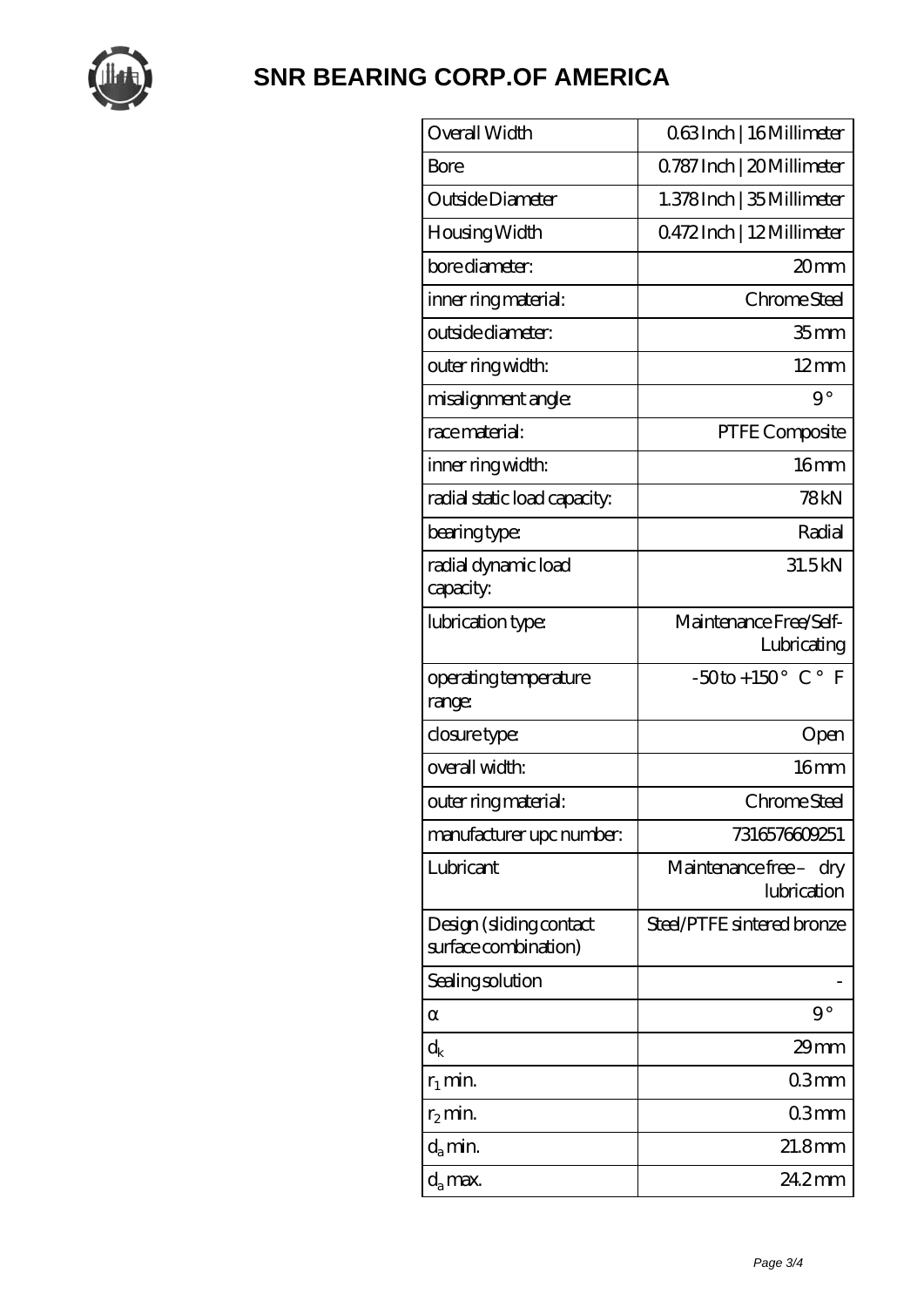# SNR BEARING CORP.OF AMERICA

| | |
|---|---|
| Overall Width | 0.63 Inch \| 16 Millimeter |
| Bore | 0.787 Inch \| 20 Millimeter |
| Outside Diameter | 1.378 Inch \| 35 Millimeter |
| Housing Width | 0.472 Inch \| 12 Millimeter |
| bore diameter: | 20 mm |
| inner ring material: | Chrome Steel |
| outside diameter: | 35 mm |
| outer ring width: | 12 mm |
| misalignment angle: | 9 ° |
| race material: | PTFE Composite |
| inner ring width: | 16 mm |
| radial static load capacity: | 78 kN |
| bearing type: | Radial |
| radial dynamic load capacity: | 31.5 kN |
| lubrication type: | Maintenance Free/Self-Lubricating |
| operating temperature range: | -50 to +150 ° C ° F |
| closure type: | Open |
| overall width: | 16 mm |
| outer ring material: | Chrome Steel |
| manufacturer upc number: | 7316576609251 |
| Lubricant | Maintenance free – dry lubrication |
| Design (sliding contact surface combination) | Steel/PTFE sintered bronze |
| Sealing solution | - |
| $\alpha$ | 9 ° |
| $d_k$ | 29 mm |
| $r_1$ min. | 0.3 mm |
| $r_2$ min. | 0.3 mm |
| $d_a$ min. | 21.8 mm |
| $d_a$ max. | 24.2 mm |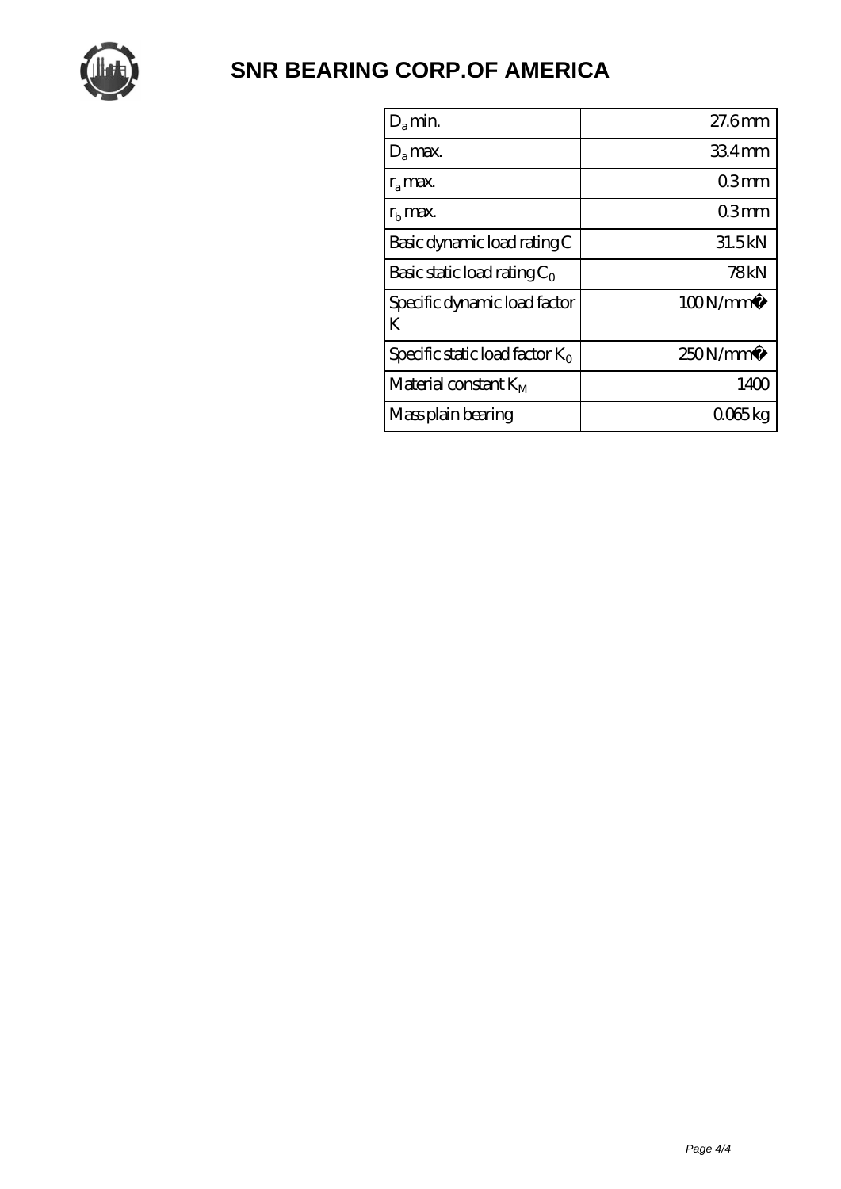# SNR BEARING CORP.OF AMERICA

| | |
|---|---|
| $D_a$ min. | 27.6 mm |
| $D_a$ max. | 33.4 mm |
| $r_a$ max. | 0.3 mm |
| $r_b$ max. | 0.3 mm |
| Basic dynamic load rating C | 31.5 kN |
| Basic static load rating $C_0$ | 78 kN |
| Specific dynamic load factor K | 100 N/mm� |
| Specific static load factor $K_0$ | 250 N/mm� |
| Material constant $K_M$ | 1400 |
| Mass plain bearing | 0.065 kg |